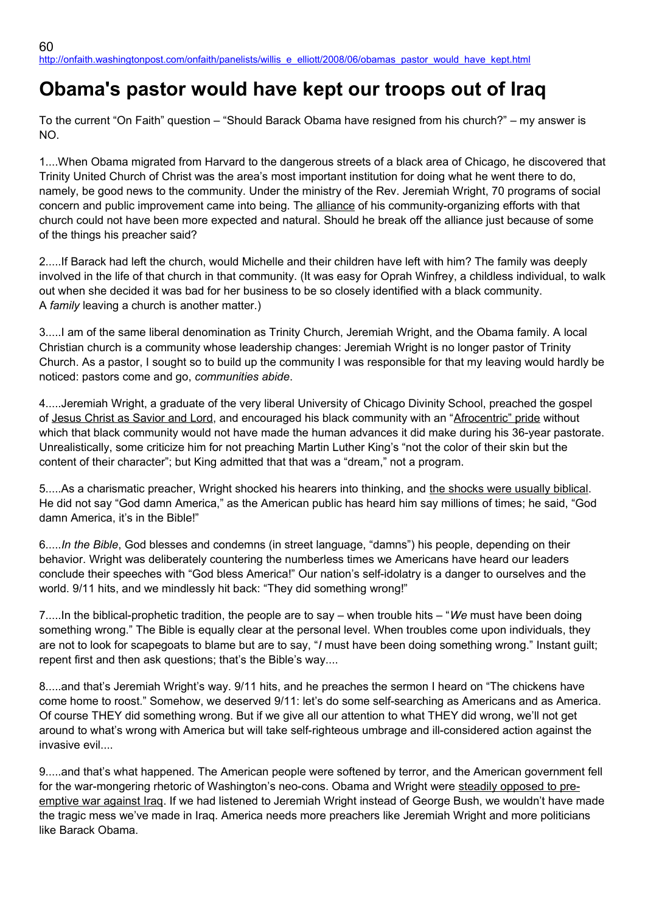http://onfaith.washingtonpost.com/onfaith/panelists/willis_e_elliott/2008/06/obamas_pastor_would_have_kept.html

# Obama's pastor would have kept our troops out of Iraq

To the current "On Faith" question – "Should Barack Obama have resigned from his church?" – my answer is NO.

1....When Obama migrated from Harvard to the dangerous streets of a black area of Chicago, he discovered that Trinity United Church of Christ was the area's most important institution for doing what he went there to do, namely, be good news to the community. Under the ministry of the Rev. Jeremiah Wright, 70 programs of social concern and public improvement came into being. The alliance of his community-organizing efforts with that church could not have been more expected and natural. Should he break off the alliance just because of some of the things his preacher said?

2.....If Barack had left the church, would Michelle and their children have left with him? The family was deeply involved in the life of that church in that community. (It was easy for Oprah Winfrey, a childless individual, to walk out when she decided it was bad for her business to be so closely identified with a black community. A *family* leaving a church is another matter.)

3.....I am of the same liberal denomination as Trinity Church, Jeremiah Wright, and the Obama family. A local Christian church is a community whose leadership changes: Jeremiah Wright is no longer pastor of Trinity Church. As a pastor, I sought so to build up the community I was responsible for that my leaving would hardly be noticed: pastors come and go, *communities abide*.

4.....Jeremiah Wright, a graduate of the very liberal University of Chicago Divinity School, preached the gospel of Jesus Christ as Savior and Lord, and encouraged his black community with an "Afrocentric" pride without which that black community would not have made the human advances it did make during his 36-year pastorate. Unrealistically, some criticize him for not preaching Martin Luther King's "not the color of their skin but the content of their character"; but King admitted that that was a "dream," not a program.

5.....As a charismatic preacher, Wright shocked his hearers into thinking, and the shocks were usually biblical. He did not say "God damn America," as the American public has heard him say millions of times; he said, "God damn America, it's in the Bible!"

6.....*In the Bible*, God blesses and condemns (in street language, "damns") his people, depending on their behavior. Wright was deliberately countering the numberless times we Americans have heard our leaders conclude their speeches with "God bless America!" Our nation's self-idolatry is a danger to ourselves and the world. 9/11 hits, and we mindlessly hit back: "They did something wrong!"

7.....In the biblical-prophetic tradition, the people are to say – when trouble hits – "*We* must have been doing something wrong." The Bible is equally clear at the personal level. When troubles come upon individuals, they are not to look for scapegoats to blame but are to say, "*I* must have been doing something wrong." Instant guilt; repent first and then ask questions; that's the Bible's way....

8.....and that's Jeremiah Wright's way. 9/11 hits, and he preaches the sermon I heard on "The chickens have come home to roost." Somehow, we deserved 9/11: let's do some self-searching as Americans and as America. Of course THEY did something wrong. But if we give all our attention to what THEY did wrong, we'll not get around to what's wrong with America but will take self-righteous umbrage and ill-considered action against the invasive evil....

9.....and that's what happened. The American people were softened by terror, and the American government fell for the war-mongering rhetoric of Washington's neo-cons. Obama and Wright were steadily opposed to pre-emptive war against Iraq. If we had listened to Jeremiah Wright instead of George Bush, we wouldn't have made the tragic mess we've made in Iraq. America needs more preachers like Jeremiah Wright and more politicians like Barack Obama.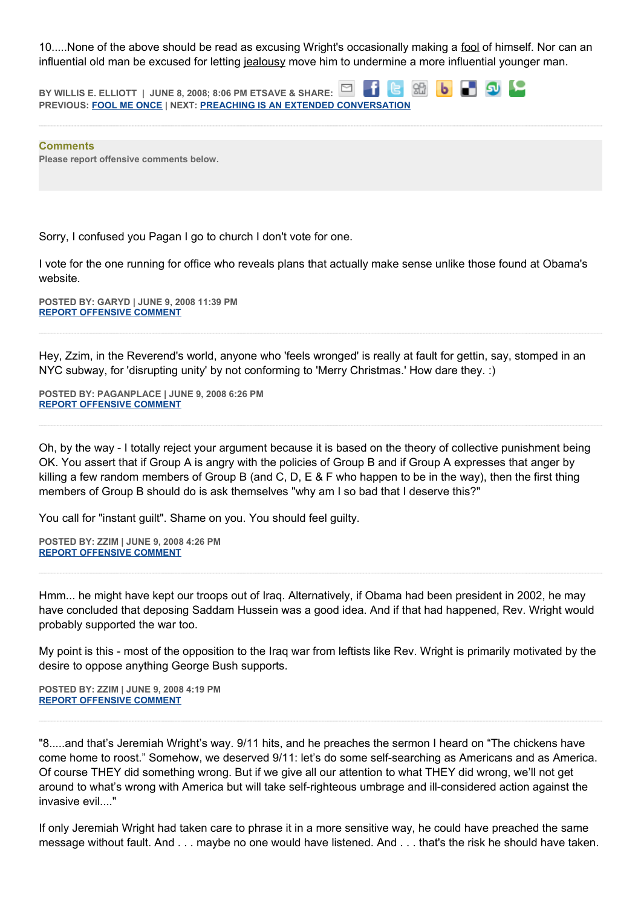10.....None of the above should be read as excusing Wright's occasionally making a fool of himself. Nor can an influential old man be excused for letting jealousy move him to undermine a more influential younger man.

**BY WILLIS E. ELLIOTT | JUNE 8, 2008; 8:06 PM ETSAVE & SHARE:**
**PREVIOUS: FOOL ME ONCE | NEXT: PREACHING IS AN EXTENDED CONVERSATION**

**Comments**
**Please report offensive comments below.**

Sorry, I confused you Pagan I go to church I don't vote for one.

I vote for the one running for office who reveals plans that actually make sense unlike those found at Obama's website.

**POSTED BY: GARYD | JUNE 9, 2008 11:39 PM**
**REPORT OFFENSIVE COMMENT**

---

Hey, Zzim, in the Reverend's world, anyone who 'feels wronged' is really at fault for gettin, say, stomped in an NYC subway, for 'disrupting unity' by not conforming to 'Merry Christmas.' How dare they. :)

**POSTED BY: PAGANPLACE | JUNE 9, 2008 6:26 PM**
**REPORT OFFENSIVE COMMENT**

---

Oh, by the way - I totally reject your argument because it is based on the theory of collective punishment being OK. You assert that if Group A is angry with the policies of Group B and if Group A expresses that anger by killing a few random members of Group B (and C, D, E & F who happen to be in the way), then the first thing members of Group B should do is ask themselves "why am I so bad that I deserve this?"

You call for "instant guilt". Shame on you. You should feel guilty.

**POSTED BY: ZZIM | JUNE 9, 2008 4:26 PM**
**REPORT OFFENSIVE COMMENT**

---

Hmm... he might have kept our troops out of Iraq. Alternatively, if Obama had been president in 2002, he may have concluded that deposing Saddam Hussein was a good idea. And if that had happened, Rev. Wright would probably supported the war too.

My point is this - most of the opposition to the Iraq war from leftists like Rev. Wright is primarily motivated by the desire to oppose anything George Bush supports.

**POSTED BY: ZZIM | JUNE 9, 2008 4:19 PM**
**REPORT OFFENSIVE COMMENT**

---

"8.....and that's Jeremiah Wright's way. 9/11 hits, and he preaches the sermon I heard on "The chickens have come home to roost." Somehow, we deserved 9/11: let's do some self-searching as Americans and as America. Of course THEY did something wrong. But if we give all our attention to what THEY did wrong, we'll not get around to what's wrong with America but will take self-righteous umbrage and ill-considered action against the invasive evil...."

If only Jeremiah Wright had taken care to phrase it in a more sensitive way, he could have preached the same message without fault. And . . . maybe no one would have listened. And . . . that's the risk he should have taken.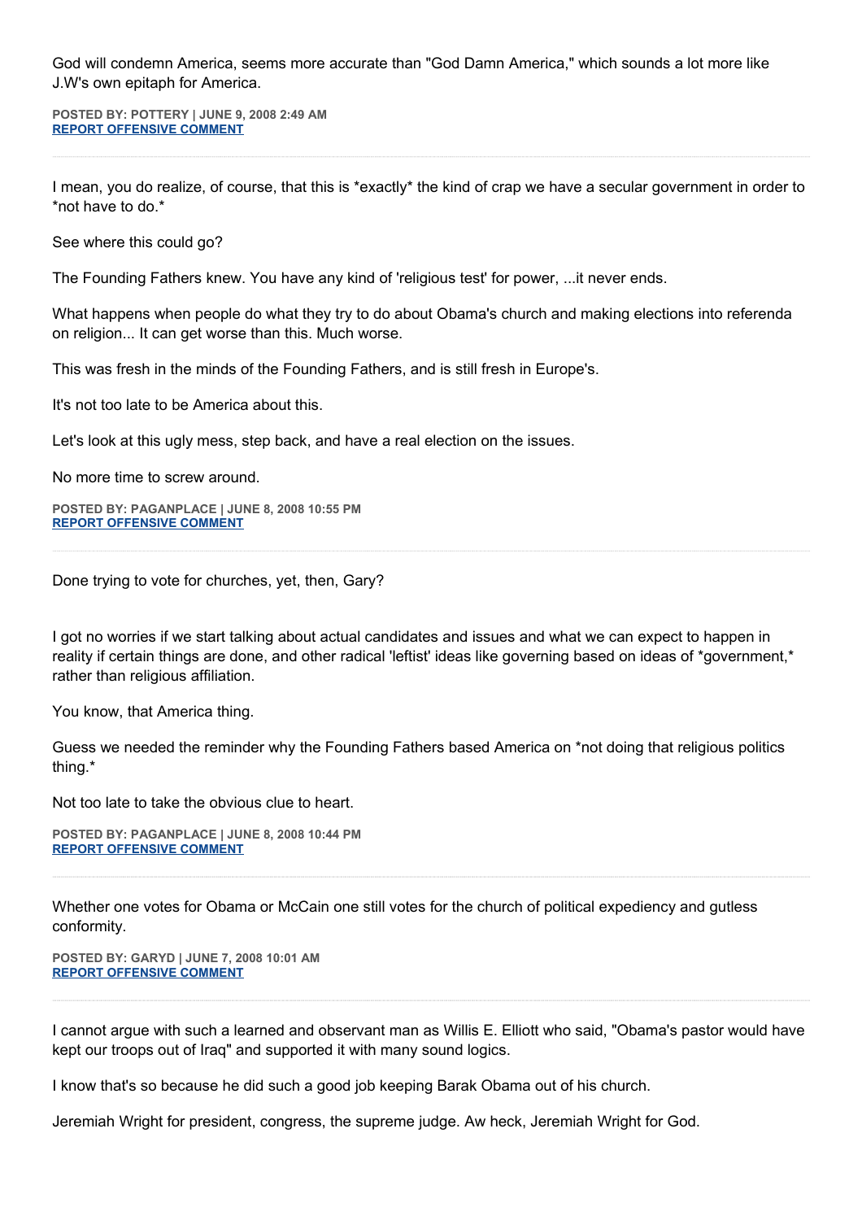God will condemn America, seems more accurate than "God Damn America," which sounds a lot more like J.W's own epitaph for America.

**POSTED BY: POTTERY | JUNE 9, 2008 2:49 AM**
**REPORT OFFENSIVE COMMENT**

---

I mean, you do realize, of course, that this is *exactly* the kind of crap we have a secular government in order to *not have to do.*

See where this could go?

The Founding Fathers knew. You have any kind of 'religious test' for power, ...it never ends.

What happens when people do what they try to do about Obama's church and making elections into referenda on religion... It can get worse than this. Much worse.

This was fresh in the minds of the Founding Fathers, and is still fresh in Europe's.

It's not too late to be America about this.

Let's look at this ugly mess, step back, and have a real election on the issues.

No more time to screw around.

**POSTED BY: PAGANPLACE | JUNE 8, 2008 10:55 PM**
**REPORT OFFENSIVE COMMENT**

---

Done trying to vote for churches, yet, then, Gary?

I got no worries if we start talking about actual candidates and issues and what we can expect to happen in reality if certain things are done, and other radical 'leftist' ideas like governing based on ideas of *government,* rather than religious affiliation.

You know, that America thing.

Guess we needed the reminder why the Founding Fathers based America on *not doing that religious politics thing.*

Not too late to take the obvious clue to heart.

**POSTED BY: PAGANPLACE | JUNE 8, 2008 10:44 PM**
**REPORT OFFENSIVE COMMENT**

---

Whether one votes for Obama or McCain one still votes for the church of political expediency and gutless conformity.

**POSTED BY: GARYD | JUNE 7, 2008 10:01 AM**
**REPORT OFFENSIVE COMMENT**

---

I cannot argue with such a learned and observant man as Willis E. Elliott who said, "Obama's pastor would have kept our troops out of Iraq" and supported it with many sound logics.

I know that's so because he did such a good job keeping Barak Obama out of his church.

Jeremiah Wright for president, congress, the supreme judge. Aw heck, Jeremiah Wright for God.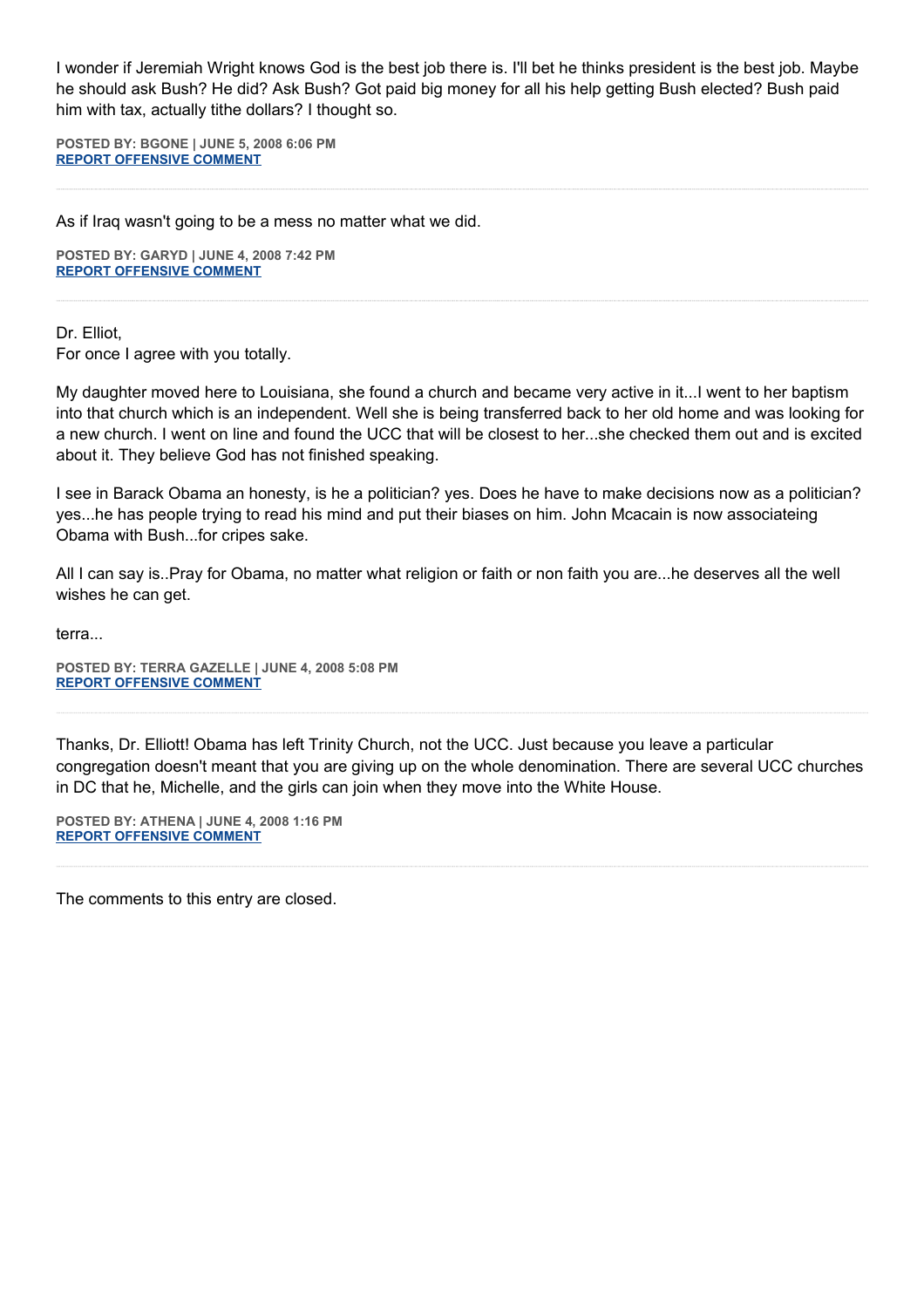I wonder if Jeremiah Wright knows God is the best job there is. I'll bet he thinks president is the best job. Maybe he should ask Bush? He did? Ask Bush? Got paid big money for all his help getting Bush elected? Bush paid him with tax, actually tithe dollars? I thought so.

**POSTED BY: BGONE | JUNE 5, 2008 6:06 PM**
**REPORT OFFENSIVE COMMENT**

---

As if Iraq wasn't going to be a mess no matter what we did.

**POSTED BY: GARYD | JUNE 4, 2008 7:42 PM**
**REPORT OFFENSIVE COMMENT**

---

Dr. Elliot,
For once I agree with you totally.

My daughter moved here to Louisiana, she found a church and became very active in it...I went to her baptism into that church which is an independent. Well she is being transferred back to her old home and was looking for a new church. I went on line and found the UCC that will be closest to her...she checked them out and is excited about it. They believe God has not finished speaking.

I see in Barack Obama an honesty, is he a politician? yes. Does he have to make decisions now as a politician? yes...he has people trying to read his mind and put their biases on him. John Mcacain is now associateing Obama with Bush...for cripes sake.

All I can say is..Pray for Obama, no matter what religion or faith or non faith you are...he deserves all the well wishes he can get.

terra...

**POSTED BY: TERRA GAZELLE | JUNE 4, 2008 5:08 PM**
**REPORT OFFENSIVE COMMENT**

---

Thanks, Dr. Elliott! Obama has left Trinity Church, not the UCC. Just because you leave a particular congregation doesn't meant that you are giving up on the whole denomination. There are several UCC churches in DC that he, Michelle, and the girls can join when they move into the White House.

**POSTED BY: ATHENA | JUNE 4, 2008 1:16 PM**
**REPORT OFFENSIVE COMMENT**

---

The comments to this entry are closed.